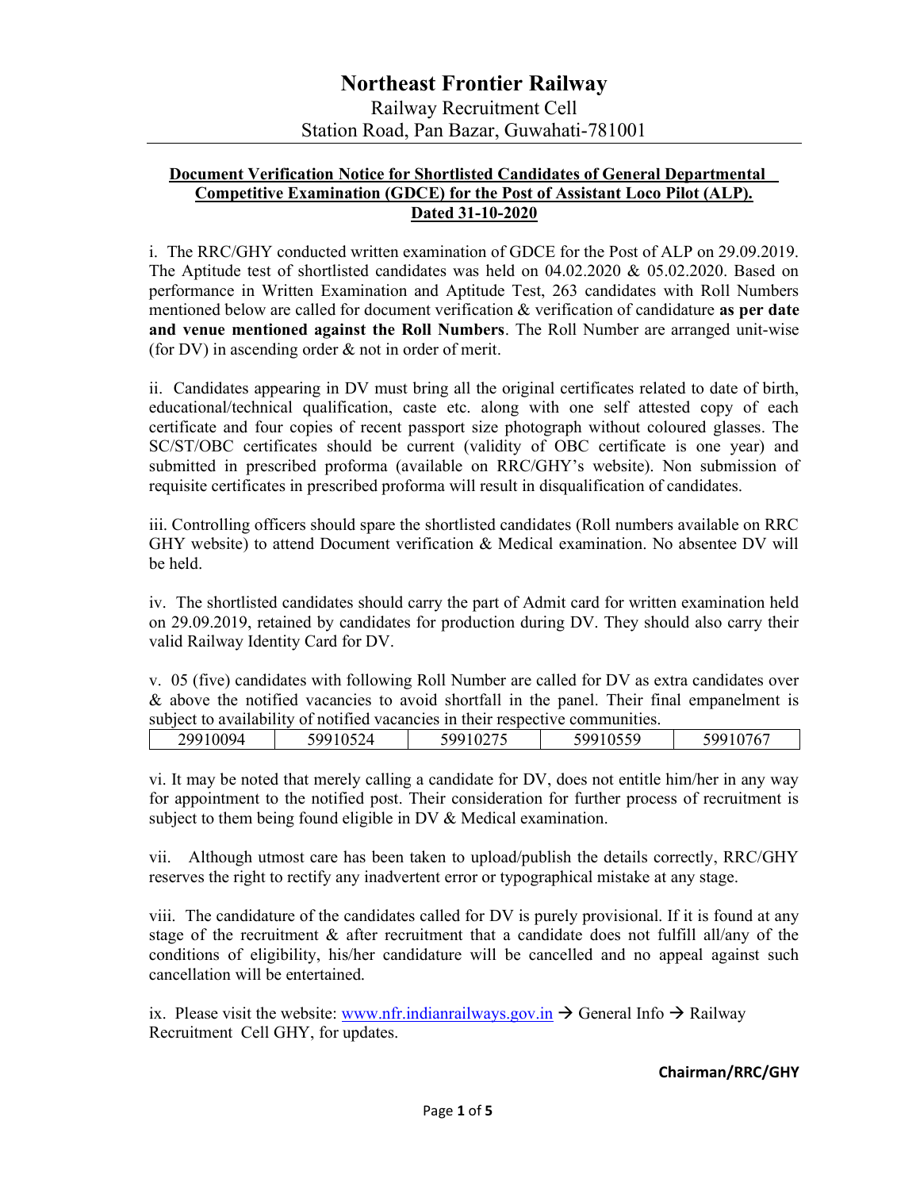# Northeast Frontier Railway

Railway Recruitment Cell
Station Road, Pan Bazar, Guwahati-781001

**Document Verification Notice for Shortlisted Candidates of General Departmental Competitive Examination (GDCE) for the Post of Assistant Loco Pilot (ALP). Dated 31-10-2020**

i. The RRC/GHY conducted written examination of GDCE for the Post of ALP on 29.09.2019. The Aptitude test of shortlisted candidates was held on 04.02.2020 & 05.02.2020. Based on performance in Written Examination and Aptitude Test, 263 candidates with Roll Numbers mentioned below are called for document verification & verification of candidature **as per date and venue mentioned against the Roll Numbers**. The Roll Number are arranged unit-wise (for DV) in ascending order & not in order of merit.

ii. Candidates appearing in DV must bring all the original certificates related to date of birth, educational/technical qualification, caste etc. along with one self attested copy of each certificate and four copies of recent passport size photograph without coloured glasses. The SC/ST/OBC certificates should be current (validity of OBC certificate is one year) and submitted in prescribed proforma (available on RRC/GHY's website). Non submission of requisite certificates in prescribed proforma will result in disqualification of candidates.

iii. Controlling officers should spare the shortlisted candidates (Roll numbers available on RRC GHY website) to attend Document verification & Medical examination. No absentee DV will be held.

iv. The shortlisted candidates should carry the part of Admit card for written examination held on 29.09.2019, retained by candidates for production during DV. They should also carry their valid Railway Identity Card for DV.

v. 05 (five) candidates with following Roll Number are called for DV as extra candidates over & above the notified vacancies to avoid shortfall in the panel. Their final empanelment is subject to availability of notified vacancies in their respective communities.

| 29910094 | 59910524 | 59910275 | 59910559 | 59910767 |
|---|---|---|---|---|

vi. It may be noted that merely calling a candidate for DV, does not entitle him/her in any way for appointment to the notified post. Their consideration for further process of recruitment is subject to them being found eligible in DV & Medical examination.

vii. Although utmost care has been taken to upload/publish the details correctly, RRC/GHY reserves the right to rectify any inadvertent error or typographical mistake at any stage.

viii. The candidature of the candidates called for DV is purely provisional. If it is found at any stage of the recruitment & after recruitment that a candidate does not fulfill all/any of the conditions of eligibility, his/her candidature will be cancelled and no appeal against such cancellation will be entertained.

ix. Please visit the website: www.nfr.indianrailways.gov.in → General Info → Railway Recruitment Cell GHY, for updates.

**Chairman/RRC/GHY**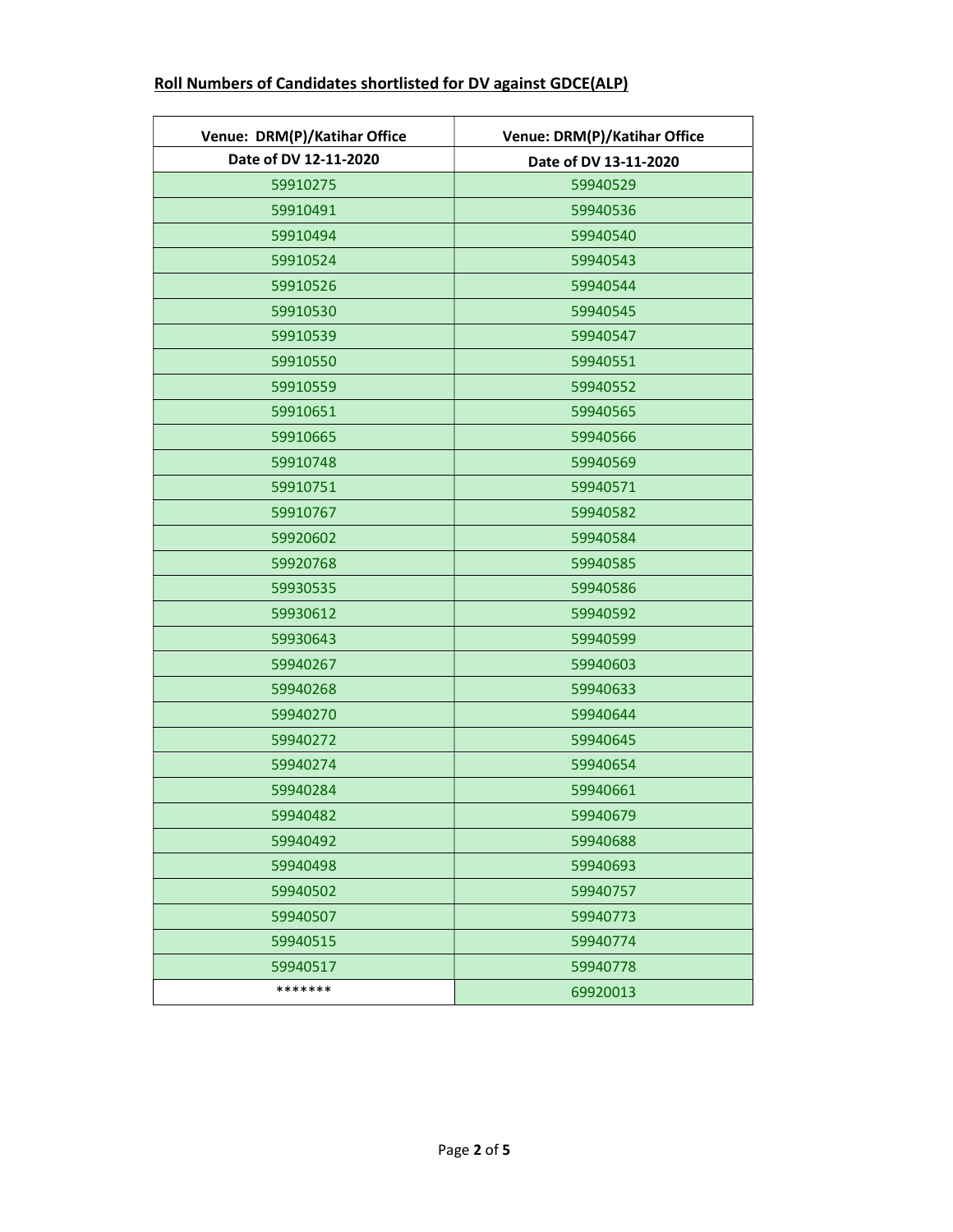**Roll Numbers of Candidates shortlisted for DV against GDCE(ALP)**

| Venue: DRM(P)/Katihar Office | Venue: DRM(P)/Katihar Office |
|---|---|
| Date of DV 12-11-2020 | Date of DV 13-11-2020 |
| 59910275 | 59940529 |
| 59910491 | 59940536 |
| 59910494 | 59940540 |
| 59910524 | 59940543 |
| 59910526 | 59940544 |
| 59910530 | 59940545 |
| 59910539 | 59940547 |
| 59910550 | 59940551 |
| 59910559 | 59940552 |
| 59910651 | 59940565 |
| 59910665 | 59940566 |
| 59910748 | 59940569 |
| 59910751 | 59940571 |
| 59910767 | 59940582 |
| 59920602 | 59940584 |
| 59920768 | 59940585 |
| 59930535 | 59940586 |
| 59930612 | 59940592 |
| 59930643 | 59940599 |
| 59940267 | 59940603 |
| 59940268 | 59940633 |
| 59940270 | 59940644 |
| 59940272 | 59940645 |
| 59940274 | 59940654 |
| 59940284 | 59940661 |
| 59940482 | 59940679 |
| 59940492 | 59940688 |
| 59940498 | 59940693 |
| 59940502 | 59940757 |
| 59940507 | 59940773 |
| 59940515 | 59940774 |
| 59940517 | 59940778 |
| ******* | 69920013 |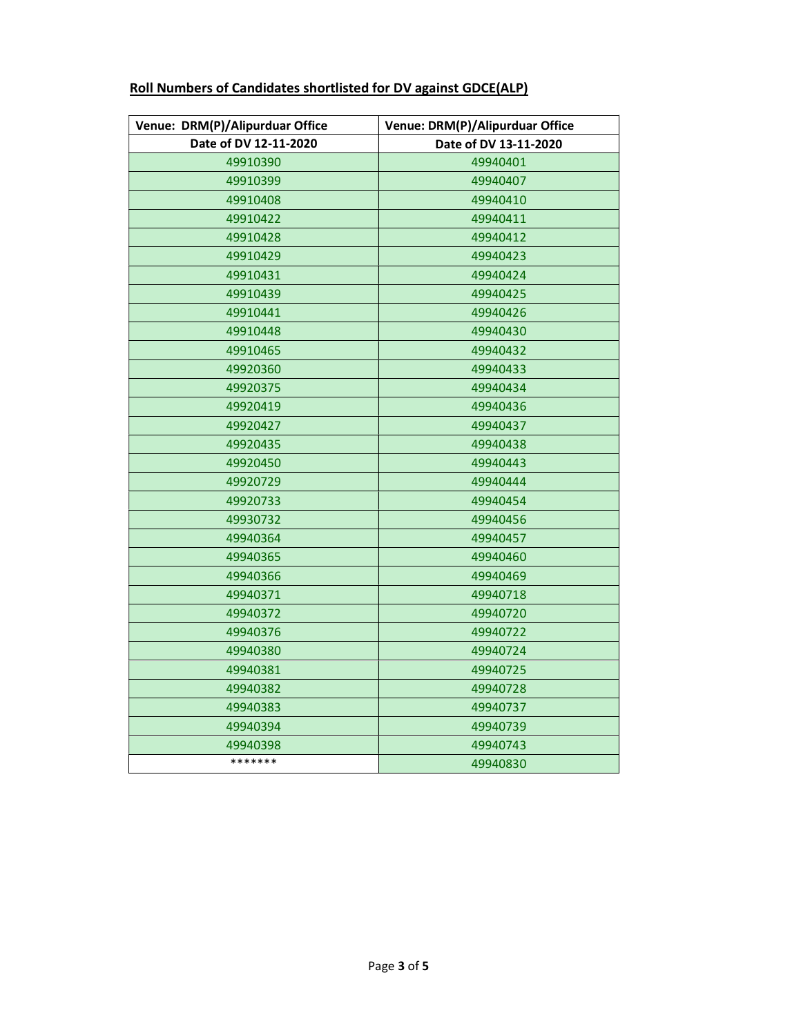**Roll Numbers of Candidates shortlisted for DV against GDCE(ALP)**

| Venue: DRM(P)/Alipurduar Office | Venue: DRM(P)/Alipurduar Office |
|---|---|
| Date of DV 12-11-2020 | Date of DV 13-11-2020 |
| 49910390 | 49940401 |
| 49910399 | 49940407 |
| 49910408 | 49940410 |
| 49910422 | 49940411 |
| 49910428 | 49940412 |
| 49910429 | 49940423 |
| 49910431 | 49940424 |
| 49910439 | 49940425 |
| 49910441 | 49940426 |
| 49910448 | 49940430 |
| 49910465 | 49940432 |
| 49920360 | 49940433 |
| 49920375 | 49940434 |
| 49920419 | 49940436 |
| 49920427 | 49940437 |
| 49920435 | 49940438 |
| 49920450 | 49940443 |
| 49920729 | 49940444 |
| 49920733 | 49940454 |
| 49930732 | 49940456 |
| 49940364 | 49940457 |
| 49940365 | 49940460 |
| 49940366 | 49940469 |
| 49940371 | 49940718 |
| 49940372 | 49940720 |
| 49940376 | 49940722 |
| 49940380 | 49940724 |
| 49940381 | 49940725 |
| 49940382 | 49940728 |
| 49940383 | 49940737 |
| 49940394 | 49940739 |
| 49940398 | 49940743 |
| ******* | 49940830 |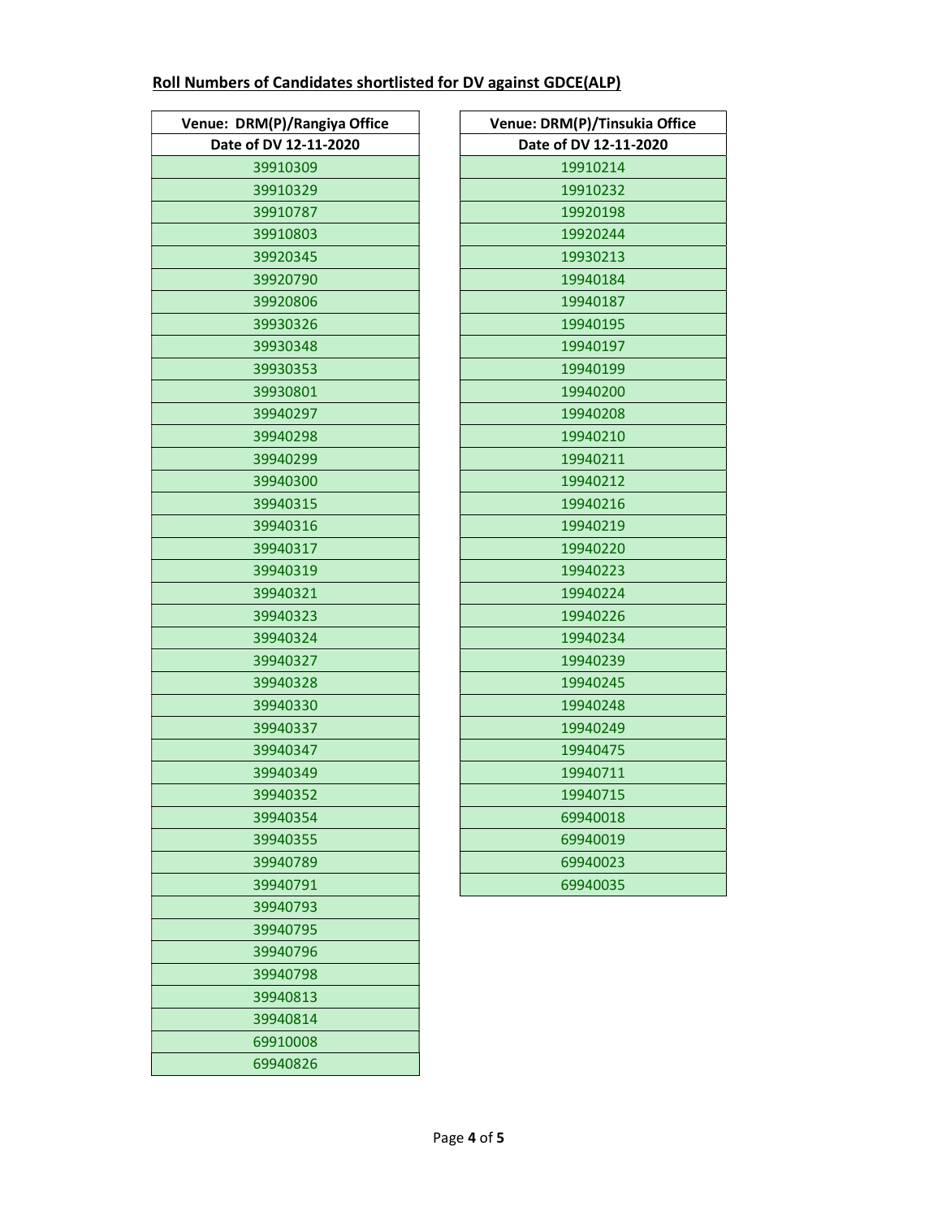**Roll Numbers of Candidates shortlisted for DV against GDCE(ALP)**

| Venue: DRM(P)/Rangiya Office |
| --- |
| Date of DV 12-11-2020 |
| 39910309 |
| 39910329 |
| 39910787 |
| 39910803 |
| 39920345 |
| 39920790 |
| 39920806 |
| 39930326 |
| 39930348 |
| 39930353 |
| 39930801 |
| 39940297 |
| 39940298 |
| 39940299 |
| 39940300 |
| 39940315 |
| 39940316 |
| 39940317 |
| 39940319 |
| 39940321 |
| 39940323 |
| 39940324 |
| 39940327 |
| 39940328 |
| 39940330 |
| 39940337 |
| 39940347 |
| 39940349 |
| 39940352 |
| 39940354 |
| 39940355 |
| 39940789 |
| 39940791 |
| 39940793 |
| 39940795 |
| 39940796 |
| 39940798 |
| 39940813 |
| 39940814 |
| 69910008 |
| 69940826 |

| Venue: DRM(P)/Tinsukia Office |
| --- |
| Date of DV 12-11-2020 |
| 19910214 |
| 19910232 |
| 19920198 |
| 19920244 |
| 19930213 |
| 19940184 |
| 19940187 |
| 19940195 |
| 19940197 |
| 19940199 |
| 19940200 |
| 19940208 |
| 19940210 |
| 19940211 |
| 19940212 |
| 19940216 |
| 19940219 |
| 19940220 |
| 19940223 |
| 19940224 |
| 19940226 |
| 19940234 |
| 19940239 |
| 19940245 |
| 19940248 |
| 19940249 |
| 19940475 |
| 19940711 |
| 19940715 |
| 69940018 |
| 69940019 |
| 69940023 |
| 69940035 |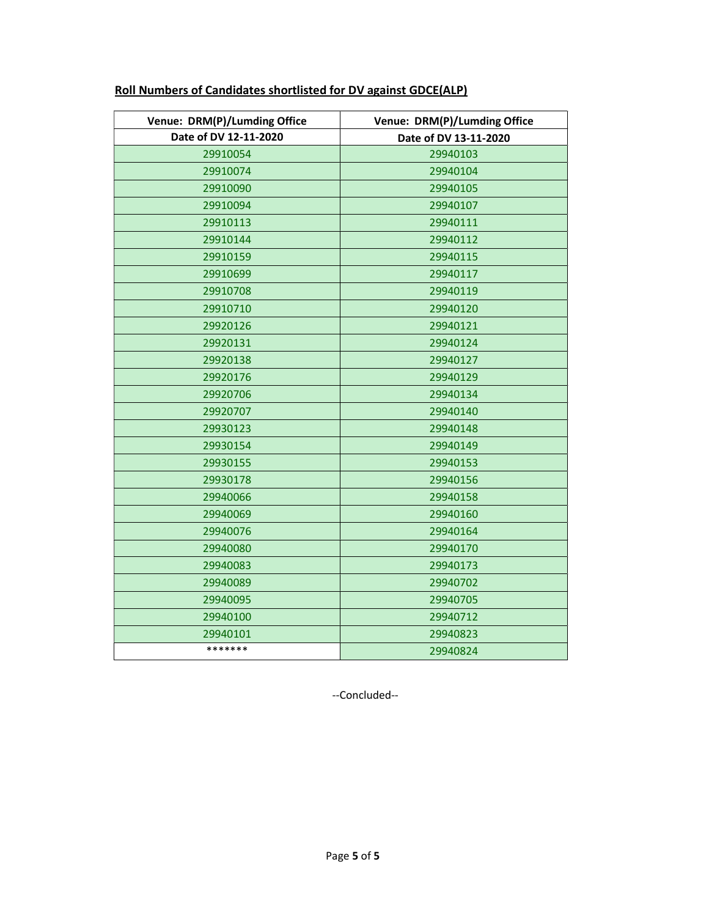**Roll Numbers of Candidates shortlisted for DV against GDCE(ALP)**

| Venue: DRM(P)/Lumding Office | Venue: DRM(P)/Lumding Office |
|---|---|
| **Date of DV 12-11-2020** | **Date of DV 13-11-2020** |
| 29910054 | 29940103 |
| 29910074 | 29940104 |
| 29910090 | 29940105 |
| 29910094 | 29940107 |
| 29910113 | 29940111 |
| 29910144 | 29940112 |
| 29910159 | 29940115 |
| 29910699 | 29940117 |
| 29910708 | 29940119 |
| 29910710 | 29940120 |
| 29920126 | 29940121 |
| 29920131 | 29940124 |
| 29920138 | 29940127 |
| 29920176 | 29940129 |
| 29920706 | 29940134 |
| 29920707 | 29940140 |
| 29930123 | 29940148 |
| 29930154 | 29940149 |
| 29930155 | 29940153 |
| 29930178 | 29940156 |
| 29940066 | 29940158 |
| 29940069 | 29940160 |
| 29940076 | 29940164 |
| 29940080 | 29940170 |
| 29940083 | 29940173 |
| 29940089 | 29940702 |
| 29940095 | 29940705 |
| 29940100 | 29940712 |
| 29940101 | 29940823 |
| ******* | 29940824 |

--Concluded--